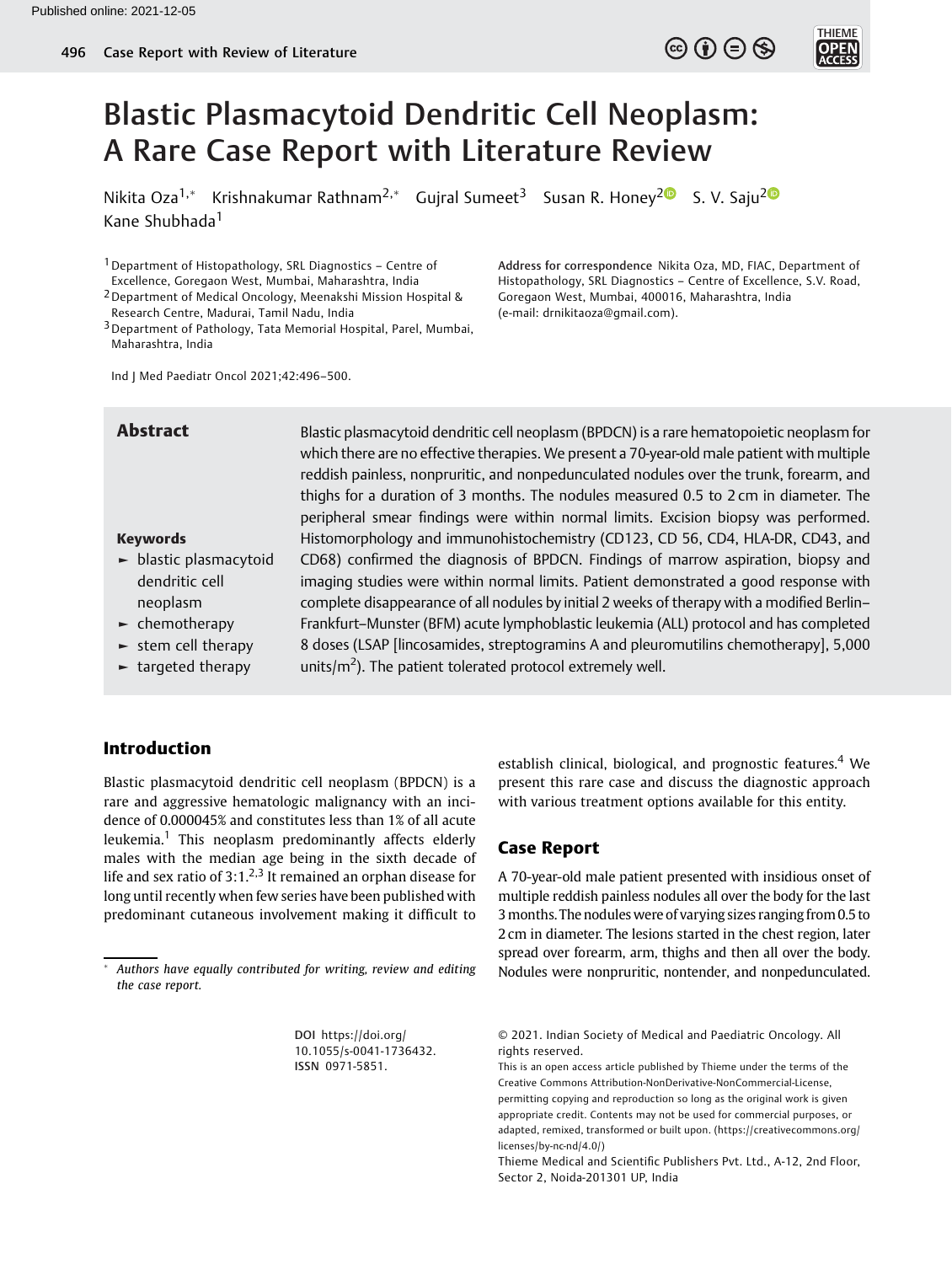# Blastic Plasmacytoid Dendritic Cell Neoplasm: A Rare Case Report with Literature Review

Nikita Oza[1,*] Krishnakumar Rathnam[2,*] Gujral Sumeet[3] Susan R. Honey[2] S. V. Saju[2] Kane Shubhada[1]

[1] Department of Histopathology, SRL Diagnostics – Centre of Excellence, Goregaon West, Mumbai, Maharashtra, India

[2] Department of Medical Oncology, Meenakshi Mission Hospital & Research Centre, Madurai, Tamil Nadu, India

[3] Department of Pathology, Tata Memorial Hospital, Parel, Mumbai, Maharashtra, India

**Address for correspondence** Nikita Oza, MD, FIAC, Department of Histopathology, SRL Diagnostics – Centre of Excellence, S.V. Road, Goregaon West, Mumbai, 400016, Maharashtra, India (e-mail: drnikitaoza@gmail.com).

Ind J Med Paediatr Oncol 2021;42:496–500.

## Abstract

Blastic plasmacytoid dendritic cell neoplasm (BPDCN) is a rare hematopoietic neoplasm for which there are no effective therapies. We present a 70-year-old male patient with multiple reddish painless, nonpruritic, and nonpedunculated nodules over the trunk, forearm, and thighs for a duration of 3 months. The nodules measured 0.5 to 2 cm in diameter. The peripheral smear findings were within normal limits. Excision biopsy was performed. Histomorphology and immunohistochemistry (CD123, CD 56, CD4, HLA-DR, CD43, and CD68) confirmed the diagnosis of BPDCN. Findings of marrow aspiration, biopsy and imaging studies were within normal limits. Patient demonstrated a good response with complete disappearance of all nodules by initial 2 weeks of therapy with a modified Berlin–Frankfurt–Munster (BFM) acute lymphoblastic leukemia (ALL) protocol and has completed 8 doses (LSAP [lincosamides, streptogramins A and pleuromutilins chemotherapy], 5,000 units/m$^2$). The patient tolerated protocol extremely well.

### Keywords

- blastic plasmacytoid dendritic cell neoplasm
- chemotherapy
- stem cell therapy
- targeted therapy

## Introduction

Blastic plasmacytoid dendritic cell neoplasm (BPDCN) is a rare and aggressive hematologic malignancy with an incidence of 0.000045% and constitutes less than 1% of all acute leukemia.[1] This neoplasm predominantly affects elderly males with the median age being in the sixth decade of life and sex ratio of 3:1.[2,3] It remained an orphan disease for long until recently when few series have been published with predominant cutaneous involvement making it difficult to establish clinical, biological, and prognostic features.[4] We present this rare case and discuss the diagnostic approach with various treatment options available for this entity.

## Case Report

A 70-year-old male patient presented with insidious onset of multiple reddish painless nodules all over the body for the last 3 months. The nodules were of varying sizes ranging from 0.5 to 2 cm in diameter. The lesions started in the chest region, later spread over forearm, arm, thighs and then all over the body. Nodules were nonpruritic, nontender, and nonpedunculated.

* *Authors have equally contributed for writing, review and editing the case report.*

DOI https://doi.org/10.1055/s-0041-1736432. ISSN 0971-5851.

© 2021. Indian Society of Medical and Paediatric Oncology. All rights reserved.

This is an open access article published by Thieme under the terms of the Creative Commons Attribution-NonDerivative-NonCommercial-License, permitting copying and reproduction so long as the original work is given appropriate credit. Contents may not be used for commercial purposes, or adapted, remixed, transformed or built upon. (https://creativecommons.org/licenses/by-nc-nd/4.0/)

Thieme Medical and Scientific Publishers Pvt. Ltd., A-12, 2nd Floor, Sector 2, Noida-201301 UP, India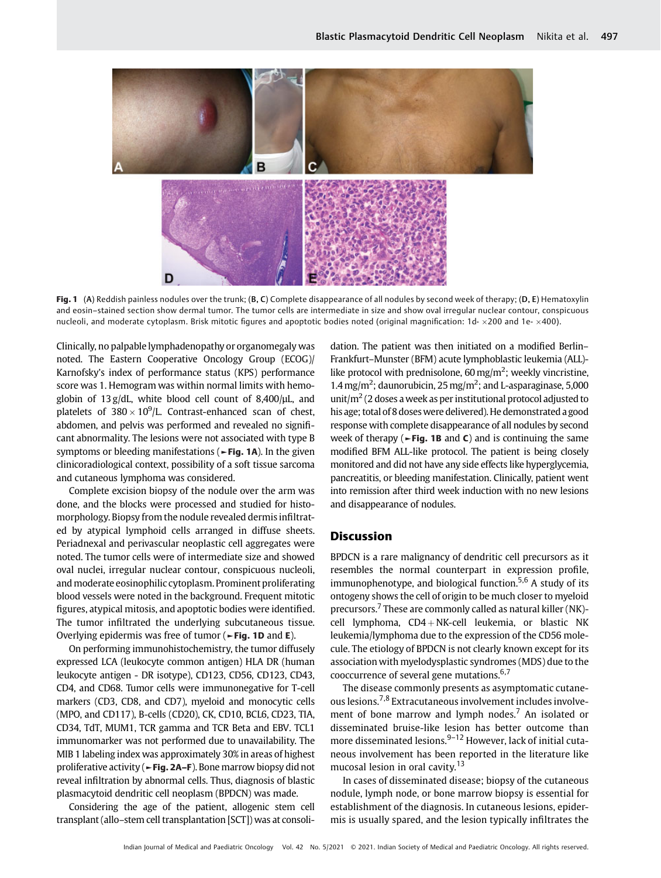Fig. 1 (A) Reddish painless nodules over the trunk; (B, C) Complete disappearance of all nodules by second week of therapy; (D, E) Hematoxylin and eosin–stained section show dermal tumor. The tumor cells are intermediate in size and show oval irregular nuclear contour, conspicuous nucleoli, and moderate cytoplasm. Brisk mitotic figures and apoptotic bodies noted (original magnification: 1d- ×200 and 1e- ×400).

Clinically, no palpable lymphadenopathy or organomegaly was noted. The Eastern Cooperative Oncology Group (ECOG)/ Karnofsky's index of performance status (KPS) performance score was 1. Hemogram was within normal limits with hemoglobin of 13 g/dL, white blood cell count of 8,400/μL, and platelets of $380 \times 10^9$/L. Contrast-enhanced scan of chest, abdomen, and pelvis was performed and revealed no significant abnormality. The lesions were not associated with type B symptoms or bleeding manifestations (►Fig. 1A). In the given clinicoradiological context, possibility of a soft tissue sarcoma and cutaneous lymphoma was considered.

Complete excision biopsy of the nodule over the arm was done, and the blocks were processed and studied for histomorphology. Biopsy from the nodule revealed dermis infiltrated by atypical lymphoid cells arranged in diffuse sheets. Periadnexal and perivascular neoplastic cell aggregates were noted. The tumor cells were of intermediate size and showed oval nuclei, irregular nuclear contour, conspicuous nucleoli, and moderate eosinophilic cytoplasm. Prominent proliferating blood vessels were noted in the background. Frequent mitotic figures, atypical mitosis, and apoptotic bodies were identified. The tumor infiltrated the underlying subcutaneous tissue. Overlying epidermis was free of tumor (►Fig. 1D and E).

On performing immunohistochemistry, the tumor diffusely expressed LCA (leukocyte common antigen) HLA DR (human leukocyte antigen - DR isotype), CD123, CD56, CD123, CD43, CD4, and CD68. Tumor cells were immunonegative for T-cell markers (CD3, CD8, and CD7), myeloid and monocytic cells (MPO, and CD117), B-cells (CD20), CK, CD10, BCL6, CD23, TIA, CD34, TdT, MUM1, TCR gamma and TCR Beta and EBV. TCL1 immunomarker was not performed due to unavailability. The MIB 1 labeling index was approximately 30% in areas of highest proliferative activity (►Fig. 2A–F). Bone marrow biopsy did not reveal infiltration by abnormal cells. Thus, diagnosis of blastic plasmacytoid dendritic cell neoplasm (BPDCN) was made.

Considering the age of the patient, allogenic stem cell transplant (allo–stem cell transplantation [SCT]) was at consolidation. The patient was then initiated on a modified Berlin–Frankfurt–Munster (BFM) acute lymphoblastic leukemia (ALL)-like protocol with prednisolone, 60 mg/m$^2$; weekly vincristine, 1.4 mg/m$^2$; daunorubicin, 25 mg/m$^2$; and L-asparaginase, 5,000 unit/m$^2$ (2 doses a week as per institutional protocol adjusted to his age; total of 8 doses were delivered). He demonstrated a good response with complete disappearance of all nodules by second week of therapy (►Fig. 1B and C) and is continuing the same modified BFM ALL-like protocol. The patient is being closely monitored and did not have any side effects like hyperglycemia, pancreatitis, or bleeding manifestation. Clinically, patient went into remission after third week induction with no new lesions and disappearance of nodules.

## Discussion

BPDCN is a rare malignancy of dendritic cell precursors as it resembles the normal counterpart in expression profile, immunophenotype, and biological function.[5,6] A study of its ontogeny shows the cell of origin to be much closer to myeloid precursors.[7] These are commonly called as natural killer (NK)-cell lymphoma, CD4 + NK-cell leukemia, or blastic NK leukemia/lymphoma due to the expression of the CD56 molecule. The etiology of BPDCN is not clearly known except for its association with myelodysplastic syndromes (MDS) due to the cooccurrence of several gene mutations.[6,7]

The disease commonly presents as asymptomatic cutaneous lesions.[7,8] Extracutaneous involvement includes involvement of bone marrow and lymph nodes.[7] An isolated or disseminated bruise-like lesion has better outcome than more disseminated lesions.[9–12] However, lack of initial cutaneous involvement has been reported in the literature like mucosal lesion in oral cavity.[13]

In cases of disseminated disease; biopsy of the cutaneous nodule, lymph node, or bone marrow biopsy is essential for establishment of the diagnosis. In cutaneous lesions, epidermis is usually spared, and the lesion typically infiltrates the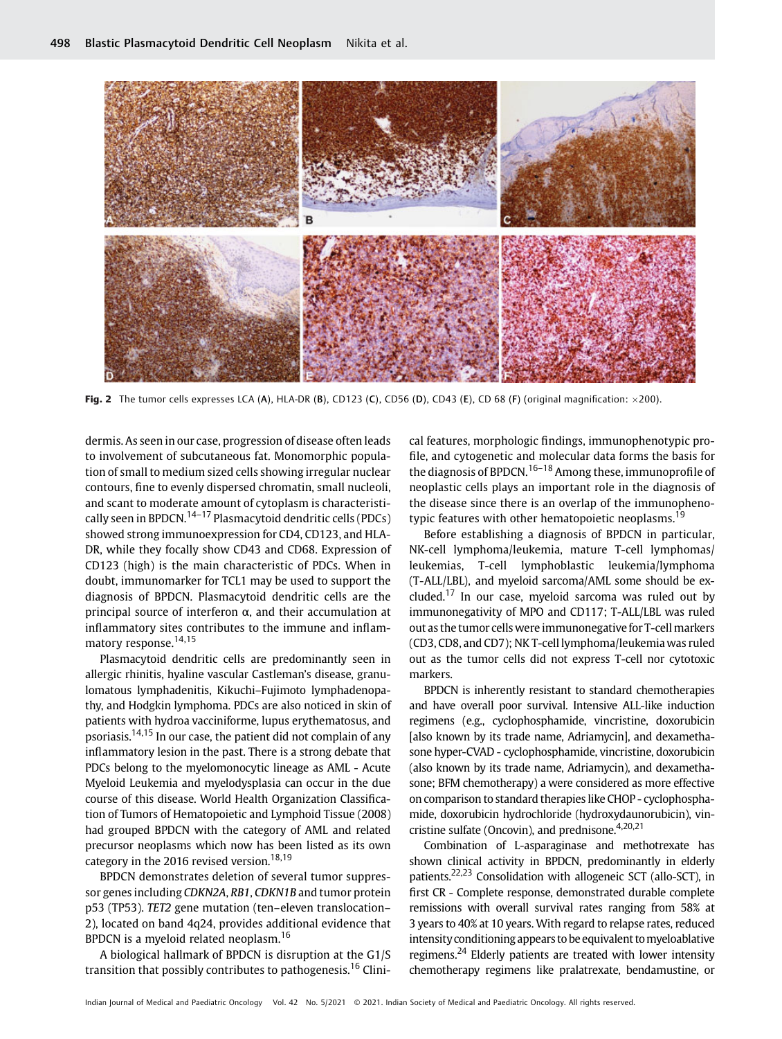Fig. 2 The tumor cells expresses LCA (A), HLA-DR (B), CD123 (C), CD56 (D), CD43 (E), CD 68 (F) (original magnification: ×200).

dermis. As seen in our case, progression of disease often leads to involvement of subcutaneous fat. Monomorphic population of small to medium sized cells showing irregular nuclear contours, fine to evenly dispersed chromatin, small nucleoli, and scant to moderate amount of cytoplasm is characteristically seen in BPDCN.[14–17] Plasmacytoid dendritic cells (PDCs) showed strong immunoexpression for CD4, CD123, and HLA-DR, while they focally show CD43 and CD68. Expression of CD123 (high) is the main characteristic of PDCs. When in doubt, immunomarker for TCL1 may be used to support the diagnosis of BPDCN. Plasmacytoid dendritic cells are the principal source of interferon α, and their accumulation at inflammatory sites contributes to the immune and inflammatory response.[14,15]

Plasmacytoid dendritic cells are predominantly seen in allergic rhinitis, hyaline vascular Castleman's disease, granulomatous lymphadenitis, Kikuchi–Fujimoto lymphadenopathy, and Hodgkin lymphoma. PDCs are also noticed in skin of patients with hydroa vacciniforme, lupus erythematosus, and psoriasis.[14,15] In our case, the patient did not complain of any inflammatory lesion in the past. There is a strong debate that PDCs belong to the myelomonocytic lineage as AML - Acute Myeloid Leukemia and myelodysplasia can occur in the due course of this disease. World Health Organization Classification of Tumors of Hematopoietic and Lymphoid Tissue (2008) had grouped BPDCN with the category of AML and related precursor neoplasms which now has been listed as its own category in the 2016 revised version.[18,19]

BPDCN demonstrates deletion of several tumor suppressor genes including *CDKN2A*, *RB1*, *CDKN1B* and tumor protein p53 (TP53). *TET2* gene mutation (ten–eleven translocation–2), located on band 4q24, provides additional evidence that BPDCN is a myeloid related neoplasm.[16]

A biological hallmark of BPDCN is disruption at the G1/S transition that possibly contributes to pathogenesis.[16] Clinical features, morphologic findings, immunophenotypic profile, and cytogenetic and molecular data forms the basis for the diagnosis of BPDCN.[16–18] Among these, immunoprofile of neoplastic cells plays an important role in the diagnosis of the disease since there is an overlap of the immunophenotypic features with other hematopoietic neoplasms.[19]

Before establishing a diagnosis of BPDCN in particular, NK-cell lymphoma/leukemia, mature T-cell lymphomas/leukemias, T-cell lymphoblastic leukemia/lymphoma (T-ALL/LBL), and myeloid sarcoma/AML some should be excluded.[17] In our case, myeloid sarcoma was ruled out by immunonegativity of MPO and CD117; T-ALL/LBL was ruled out as the tumor cells were immunonegative for T-cell markers (CD3, CD8, and CD7); NK T-cell lymphoma/leukemia was ruled out as the tumor cells did not express T-cell nor cytotoxic markers.

BPDCN is inherently resistant to standard chemotherapies and have overall poor survival. Intensive ALL-like induction regimens (e.g., cyclophosphamide, vincristine, doxorubicin [also known by its trade name, Adriamycin], and dexamethasone hyper-CVAD - cyclophosphamide, vincristine, doxorubicin (also known by its trade name, Adriamycin), and dexamethasone; BFM chemotherapy) a were considered as more effective on comparison to standard therapies like CHOP - cyclophosphamide, doxorubicin hydrochloride (hydroxydaunorubicin), vincristine sulfate (Oncovin), and prednisone.[4,20,21]

Combination of L-asparaginase and methotrexate has shown clinical activity in BPDCN, predominantly in elderly patients.[22,23] Consolidation with allogeneic SCT (allo-SCT), in first CR - Complete response, demonstrated durable complete remissions with overall survival rates ranging from 58% at 3 years to 40% at 10 years. With regard to relapse rates, reduced intensity conditioning appears to be equivalent to myeloablative regimens.[24] Elderly patients are treated with lower intensity chemotherapy regimens like pralatrexate, bendamustine, or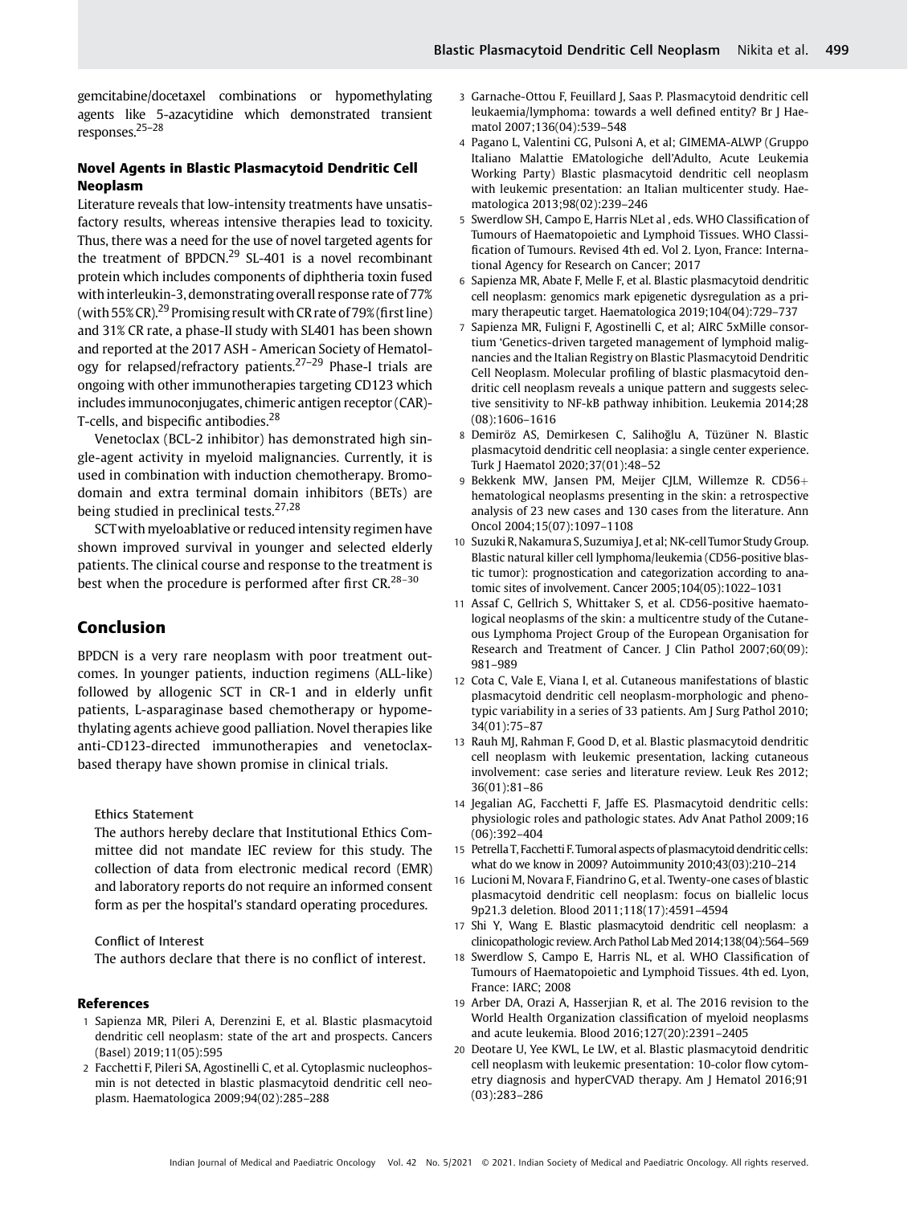gemcitabine/docetaxel combinations or hypomethylating agents like 5-azacytidine which demonstrated transient responses.[25–28]

### Novel Agents in Blastic Plasmacytoid Dendritic Cell Neoplasm

Literature reveals that low-intensity treatments have unsatisfactory results, whereas intensive therapies lead to toxicity. Thus, there was a need for the use of novel targeted agents for the treatment of BPDCN.[29] SL-401 is a novel recombinant protein which includes components of diphtheria toxin fused with interleukin-3, demonstrating overall response rate of 77% (with 55% CR).[29] Promising result with CR rate of 79% (first line) and 31% CR rate, a phase-II study with SL401 has been shown and reported at the 2017 ASH - American Society of Hematology for relapsed/refractory patients.[27–29] Phase-I trials are ongoing with other immunotherapies targeting CD123 which includes immunoconjugates, chimeric antigen receptor (CAR)-T-cells, and bispecific antibodies.[28]

Venetoclax (BCL-2 inhibitor) has demonstrated high single-agent activity in myeloid malignancies. Currently, it is used in combination with induction chemotherapy. Bromodomain and extra terminal domain inhibitors (BETs) are being studied in preclinical tests.[27,28]

SCT with myeloablative or reduced intensity regimen have shown improved survival in younger and selected elderly patients. The clinical course and response to the treatment is best when the procedure is performed after first CR.[28–30]

## Conclusion

BPDCN is a very rare neoplasm with poor treatment outcomes. In younger patients, induction regimens (ALL-like) followed by allogenic SCT in CR-1 and in elderly unfit patients, L-asparaginase based chemotherapy or hypomethylating agents achieve good palliation. Novel therapies like anti-CD123-directed immunotherapies and venetoclax-based therapy have shown promise in clinical trials.

**Ethics Statement**

The authors hereby declare that Institutional Ethics Committee did not mandate IEC review for this study. The collection of data from electronic medical record (EMR) and laboratory reports do not require an informed consent form as per the hospital's standard operating procedures.

**Conflict of Interest**

The authors declare that there is no conflict of interest.

### References

1. Sapienza MR, Pileri A, Derenzini E, et al. Blastic plasmacytoid dendritic cell neoplasm: state of the art and prospects. Cancers (Basel) 2019;11(05):595
2. Facchetti F, Pileri SA, Agostinelli C, et al. Cytoplasmic nucleophosmin is not detected in blastic plasmacytoid dendritic cell neoplasm. Haematologica 2009;94(02):285–288
3. Garnache-Ottou F, Feuillard J, Saas P. Plasmacytoid dendritic cell leukaemia/lymphoma: towards a well defined entity? Br J Haematol 2007;136(04):539–548
4. Pagano L, Valentini CG, Pulsoni A, et al; GIMEMA-ALWP (Gruppo Italiano Malattie EMatologiche dell'Adulto, Acute Leukemia Working Party) Blastic plasmacytoid dendritic cell neoplasm with leukemic presentation: an Italian multicenter study. Haematologica 2013;98(02):239–246
5. Swerdlow SH, Campo E, Harris NLet al , eds. WHO Classification of Tumours of Haematopoietic and Lymphoid Tissues. WHO Classification of Tumours. Revised 4th ed. Vol 2. Lyon, France: International Agency for Research on Cancer; 2017
6. Sapienza MR, Abate F, Melle F, et al. Blastic plasmacytoid dendritic cell neoplasm: genomics mark epigenetic dysregulation as a primary therapeutic target. Haematologica 2019;104(04):729–737
7. Sapienza MR, Fuligni F, Agostinelli C, et al; AIRC 5xMille consortium 'Genetics-driven targeted management of lymphoid malignancies and the Italian Registry on Blastic Plasmacytoid Dendritic Cell Neoplasm. Molecular profiling of blastic plasmacytoid dendritic cell neoplasm reveals a unique pattern and suggests selective sensitivity to NF-kB pathway inhibition. Leukemia 2014;28 (08):1606–1616
8. Demiröz AS, Demirkesen C, Salihoğlu A, Tüzüner N. Blastic plasmacytoid dendritic cell neoplasia: a single center experience. Turk J Haematol 2020;37(01):48–52
9. Bekkenk MW, Jansen PM, Meijer CJLM, Willemze R. CD56+ hematological neoplasms presenting in the skin: a retrospective analysis of 23 new cases and 130 cases from the literature. Ann Oncol 2004;15(07):1097–1108
10. Suzuki R, Nakamura S, Suzumiya J, et al; NK-cell Tumor Study Group. Blastic natural killer cell lymphoma/leukemia (CD56-positive blastic tumor): prognostication and categorization according to anatomic sites of involvement. Cancer 2005;104(05):1022–1031
11. Assaf C, Gellrich S, Whittaker S, et al. CD56-positive haematological neoplasms of the skin: a multicentre study of the Cutaneous Lymphoma Project Group of the European Organisation for Research and Treatment of Cancer. J Clin Pathol 2007;60(09): 981–989
12. Cota C, Vale E, Viana I, et al. Cutaneous manifestations of blastic plasmacytoid dendritic cell neoplasm-morphologic and phenotypic variability in a series of 33 patients. Am J Surg Pathol 2010; 34(01):75–87
13. Rauh MJ, Rahman F, Good D, et al. Blastic plasmacytoid dendritic cell neoplasm with leukemic presentation, lacking cutaneous involvement: case series and literature review. Leuk Res 2012; 36(01):81–86
14. Jegalian AG, Facchetti F, Jaffe ES. Plasmacytoid dendritic cells: physiologic roles and pathologic states. Adv Anat Pathol 2009;16 (06):392–404
15. Petrella T, Facchetti F. Tumoral aspects of plasmacytoid dendritic cells: what do we know in 2009? Autoimmunity 2010;43(03):210–214
16. Lucioni M, Novara F, Fiandrino G, et al. Twenty-one cases of blastic plasmacytoid dendritic cell neoplasm: focus on biallelic locus 9p21.3 deletion. Blood 2011;118(17):4591–4594
17. Shi Y, Wang E. Blastic plasmacytoid dendritic cell neoplasm: a clinicopathologic review. Arch Pathol Lab Med 2014;138(04):564–569
18. Swerdlow S, Campo E, Harris NL, et al. WHO Classification of Tumours of Haematopoietic and Lymphoid Tissues. 4th ed. Lyon, France: IARC; 2008
19. Arber DA, Orazi A, Hasserjian R, et al. The 2016 revision to the World Health Organization classification of myeloid neoplasms and acute leukemia. Blood 2016;127(20):2391–2405
20. Deotare U, Yee KWL, Le LW, et al. Blastic plasmacytoid dendritic cell neoplasm with leukemic presentation: 10-color flow cytometry diagnosis and hyperCVAD therapy. Am J Hematol 2016;91 (03):283–286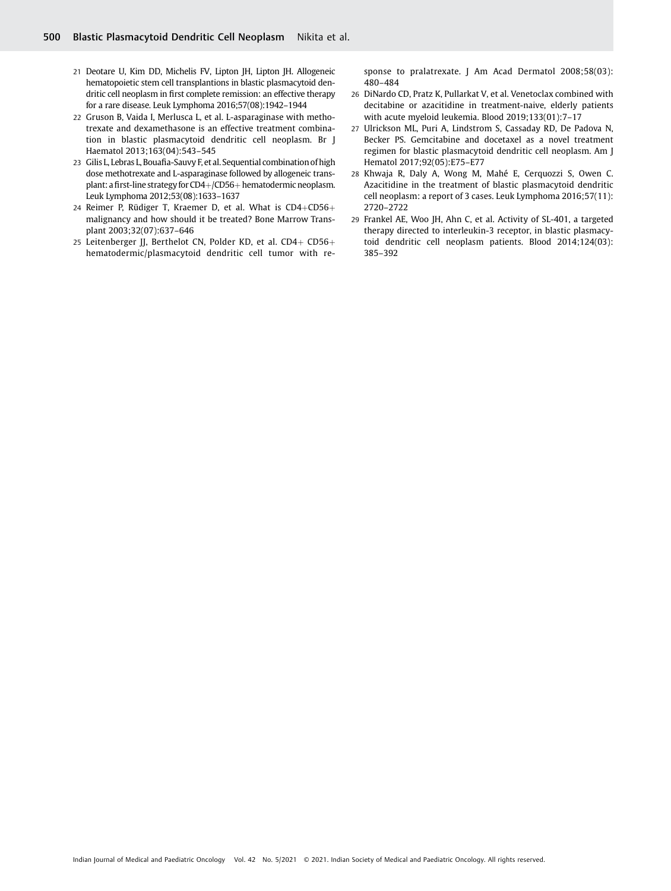21 Deotare U, Kim DD, Michelis FV, Lipton JH, Lipton JH. Allogeneic hematopoietic stem cell transplantions in blastic plasmacytoid dendritic cell neoplasm in first complete remission: an effective therapy for a rare disease. Leuk Lymphoma 2016;57(08):1942–1944

22 Gruson B, Vaida I, Merlusca L, et al. L-asparaginase with methotrexate and dexamethasone is an effective treatment combination in blastic plasmacytoid dendritic cell neoplasm. Br J Haematol 2013;163(04):543–545

23 Gilis L, Lebras L, Bouafia-Sauvy F, et al. Sequential combination of high dose methotrexate and L-asparaginase followed by allogeneic transplant: a first-line strategy for CD4+/CD56+ hematodermic neoplasm. Leuk Lymphoma 2012;53(08):1633–1637

24 Reimer P, Rüdiger T, Kraemer D, et al. What is CD4+CD56+ malignancy and how should it be treated? Bone Marrow Transplant 2003;32(07):637–646

25 Leitenberger JJ, Berthelot CN, Polder KD, et al. CD4+ CD56+ hematodermic/plasmacytoid dendritic cell tumor with response to pralatrexate. J Am Acad Dermatol 2008;58(03):480–484

26 DiNardo CD, Pratz K, Pullarkat V, et al. Venetoclax combined with decitabine or azacitidine in treatment-naive, elderly patients with acute myeloid leukemia. Blood 2019;133(01):7–17

27 Ulrickson ML, Puri A, Lindstrom S, Cassaday RD, De Padova N, Becker PS. Gemcitabine and docetaxel as a novel treatment regimen for blastic plasmacytoid dendritic cell neoplasm. Am J Hematol 2017;92(05):E75–E77

28 Khwaja R, Daly A, Wong M, Mahé E, Cerquozzi S, Owen C. Azacitidine in the treatment of blastic plasmacytoid dendritic cell neoplasm: a report of 3 cases. Leuk Lymphoma 2016;57(11):2720–2722

29 Frankel AE, Woo JH, Ahn C, et al. Activity of SL-401, a targeted therapy directed to interleukin-3 receptor, in blastic plasmacytoid dendritic cell neoplasm patients. Blood 2014;124(03):385–392